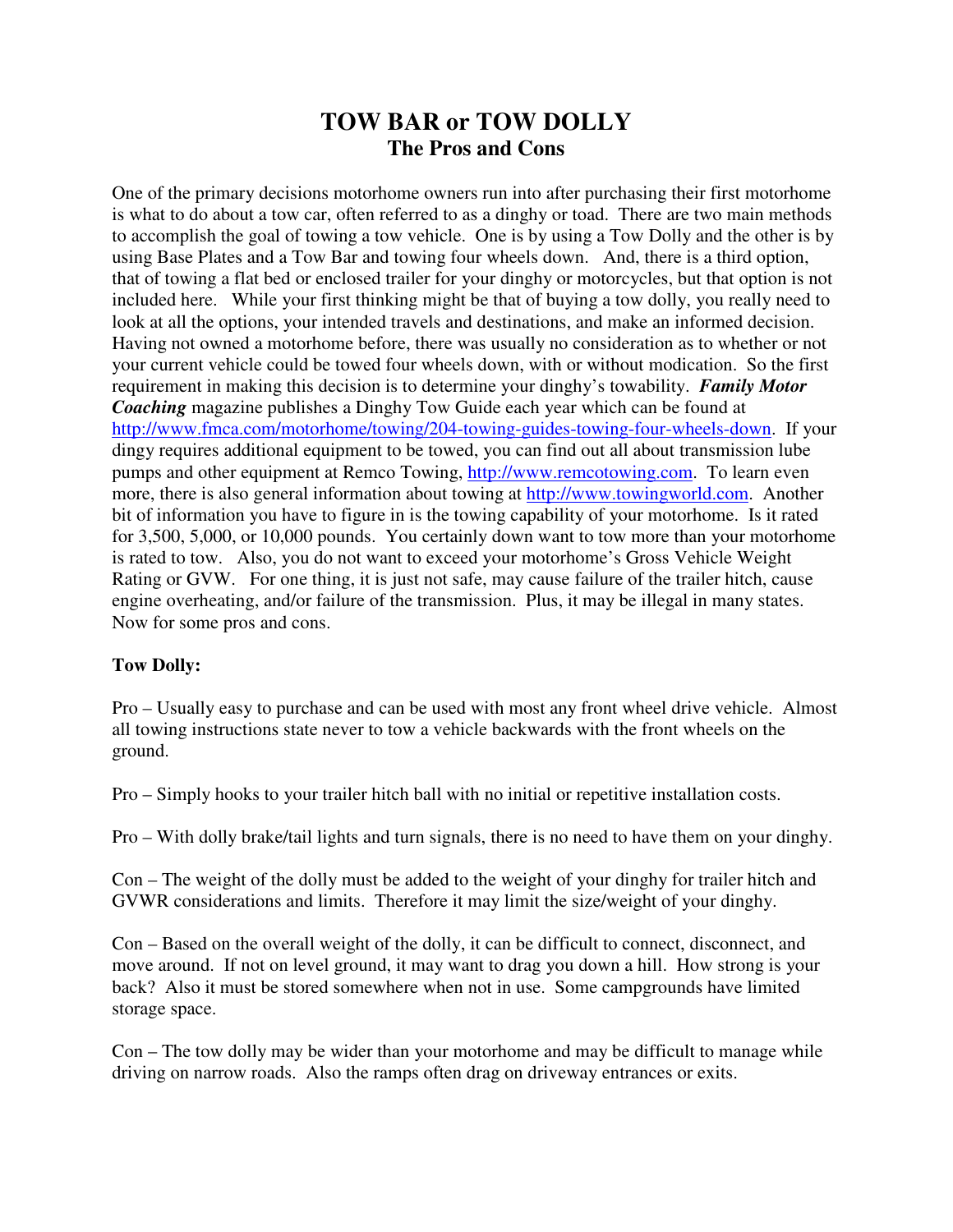# TOW BAR or TOW DOLLY

## The Pros and Cons

One of the primary decisions motorhome owners run into after purchasing their first motorhome is what to do about a tow car, often referred to as a dinghy or toad. There are two main methods to accomplish the goal of towing a tow vehicle. One is by using a Tow Dolly and the other is by using Base Plates and a Tow Bar and towing four wheels down. And, there is a third option, that of towing a flat bed or enclosed trailer for your dinghy or motorcycles, but that option is not included here. While your first thinking might be that of buying a tow dolly, you really need to look at all the options, your intended travels and destinations, and make an informed decision. Having not owned a motorhome before, there was usually no consideration as to whether or not your current vehicle could be towed four wheels down, with or without modication. So the first requirement in making this decision is to determine your dinghy's towability. ***Family Motor Coaching*** magazine publishes a Dinghy Tow Guide each year which can be found at [http://www.fmca.com/motorhome/towing/204-towing-guides-towing-four-wheels-down](http://www.fmca.com/motorhome/towing/204-towing-guides-towing-four-wheels-down). If your dingy requires additional equipment to be towed, you can find out all about transmission lube pumps and other equipment at Remco Towing, [http://www.remcotowing.com](http://www.remcotowing.com). To learn even more, there is also general information about towing at [http://www.towingworld.com](http://www.towingworld.com). Another bit of information you have to figure in is the towing capability of your motorhome. Is it rated for 3,500, 5,000, or 10,000 pounds. You certainly down want to tow more than your motorhome is rated to tow. Also, you do not want to exceed your motorhome's Gross Vehicle Weight Rating or GVW. For one thing, it is just not safe, may cause failure of the trailer hitch, cause engine overheating, and/or failure of the transmission. Plus, it may be illegal in many states. Now for some pros and cons.

**Tow Dolly:**

Pro – Usually easy to purchase and can be used with most any front wheel drive vehicle. Almost all towing instructions state never to tow a vehicle backwards with the front wheels on the ground.

Pro – Simply hooks to your trailer hitch ball with no initial or repetitive installation costs.

Pro – With dolly brake/tail lights and turn signals, there is no need to have them on your dinghy.

Con – The weight of the dolly must be added to the weight of your dinghy for trailer hitch and GVWR considerations and limits. Therefore it may limit the size/weight of your dinghy.

Con – Based on the overall weight of the dolly, it can be difficult to connect, disconnect, and move around. If not on level ground, it may want to drag you down a hill. How strong is your back? Also it must be stored somewhere when not in use. Some campgrounds have limited storage space.

Con – The tow dolly may be wider than your motorhome and may be difficult to manage while driving on narrow roads. Also the ramps often drag on driveway entrances or exits.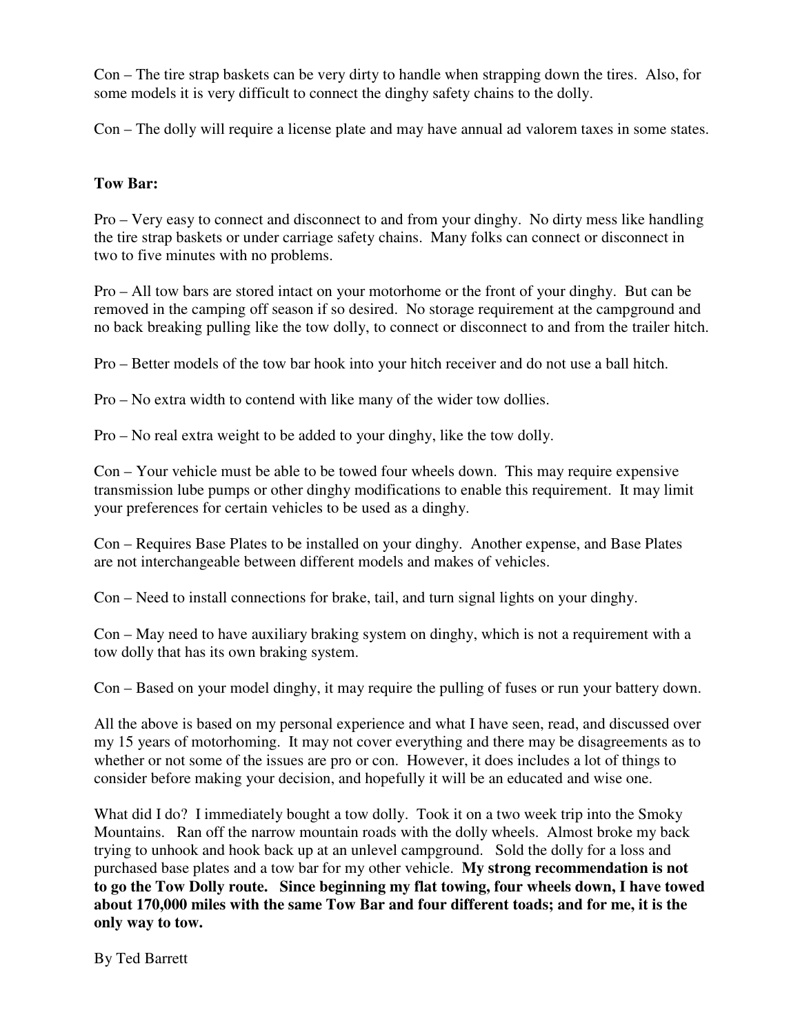Con – The tire strap baskets can be very dirty to handle when strapping down the tires. Also, for some models it is very difficult to connect the dinghy safety chains to the dolly.

Con – The dolly will require a license plate and may have annual ad valorem taxes in some states.

**Tow Bar:**

Pro – Very easy to connect and disconnect to and from your dinghy. No dirty mess like handling the tire strap baskets or under carriage safety chains. Many folks can connect or disconnect in two to five minutes with no problems.

Pro – All tow bars are stored intact on your motorhome or the front of your dinghy. But can be removed in the camping off season if so desired. No storage requirement at the campground and no back breaking pulling like the tow dolly, to connect or disconnect to and from the trailer hitch.

Pro – Better models of the tow bar hook into your hitch receiver and do not use a ball hitch.

Pro – No extra width to contend with like many of the wider tow dollies.

Pro – No real extra weight to be added to your dinghy, like the tow dolly.

Con – Your vehicle must be able to be towed four wheels down. This may require expensive transmission lube pumps or other dinghy modifications to enable this requirement. It may limit your preferences for certain vehicles to be used as a dinghy.

Con – Requires Base Plates to be installed on your dinghy. Another expense, and Base Plates are not interchangeable between different models and makes of vehicles.

Con – Need to install connections for brake, tail, and turn signal lights on your dinghy.

Con – May need to have auxiliary braking system on dinghy, which is not a requirement with a tow dolly that has its own braking system.

Con – Based on your model dinghy, it may require the pulling of fuses or run your battery down.

All the above is based on my personal experience and what I have seen, read, and discussed over my 15 years of motorhoming. It may not cover everything and there may be disagreements as to whether or not some of the issues are pro or con. However, it does includes a lot of things to consider before making your decision, and hopefully it will be an educated and wise one.

What did I do? I immediately bought a tow dolly. Took it on a two week trip into the Smoky Mountains. Ran off the narrow mountain roads with the dolly wheels. Almost broke my back trying to unhook and hook back up at an unlevel campground. Sold the dolly for a loss and purchased base plates and a tow bar for my other vehicle. **My strong recommendation is not to go the Tow Dolly route. Since beginning my flat towing, four wheels down, I have towed about 170,000 miles with the same Tow Bar and four different toads; and for me, it is the only way to tow.**

By Ted Barrett